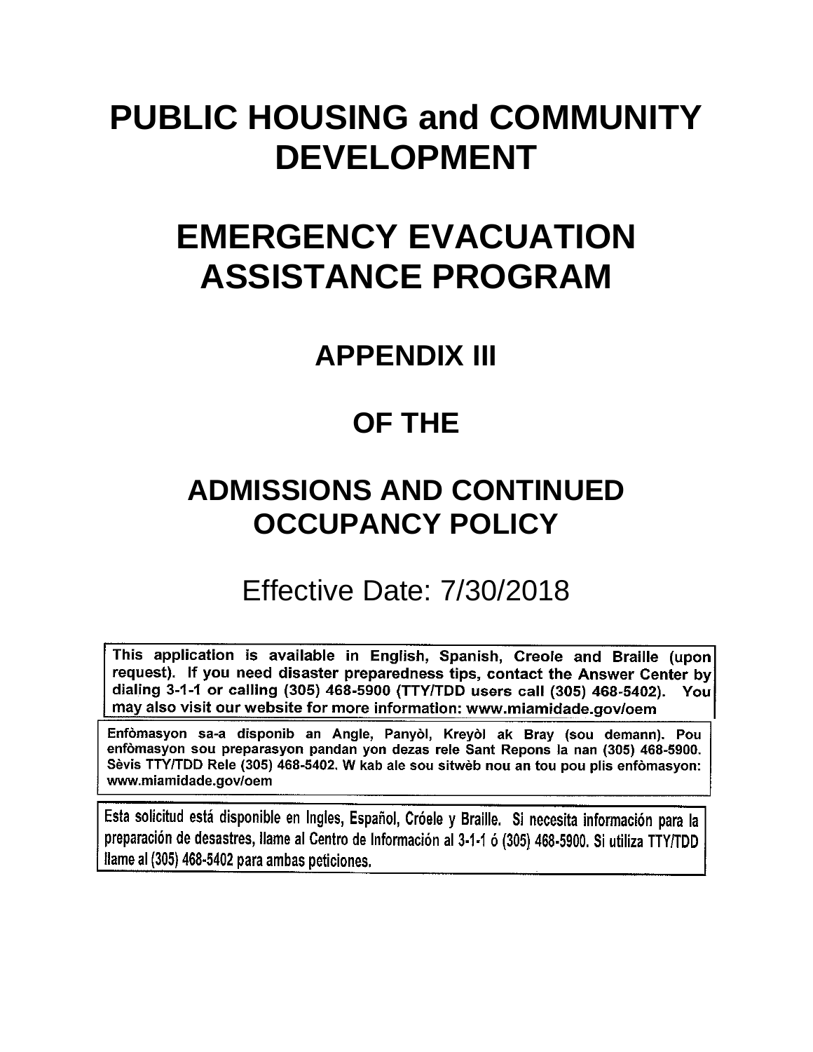# PUBLIC HOUSING and COMMUNITY DEVELOPMENT

# EMERGENCY EVACUATION ASSISTANCE PROGRAM

## APPENDIX III

## OF THE

## ADMISSIONS AND CONTINUED OCCUPANCY POLICY

Effective Date: 7/30/2018

**This application is available in English, Spanish, Creole and Braille (upon request). If you need disaster preparedness tips, contact the Answer Center by dialing 3-1-1 or calling (305) 468-5900 (TTY/TDD users call (305) 468-5402). You may also visit our website for more information: www.miamidade.gov/oem**

**Enfòmasyon sa-a disponib an Angle, Panyòl, Kreyòl ak Bray (sou demann). Pou enfòmasyon sou preparasyon pandan yon dezas rele Sant Repons la nan (305) 468-5900. Sèvis TTY/TDD Rele (305) 468-5402. W kab ale sou sitwèb nou an tou pou plis enfòmasyon: www.miamidade.gov/oem**

**Esta solicitud está disponible en Ingles, Español, Cróele y Braille. Si necesita información para la preparación de desastres, llame al Centro de Información al 3-1-1 ó (305) 468-5900. Si utiliza TTY/TDD llame al (305) 468-5402 para ambas peticiones.**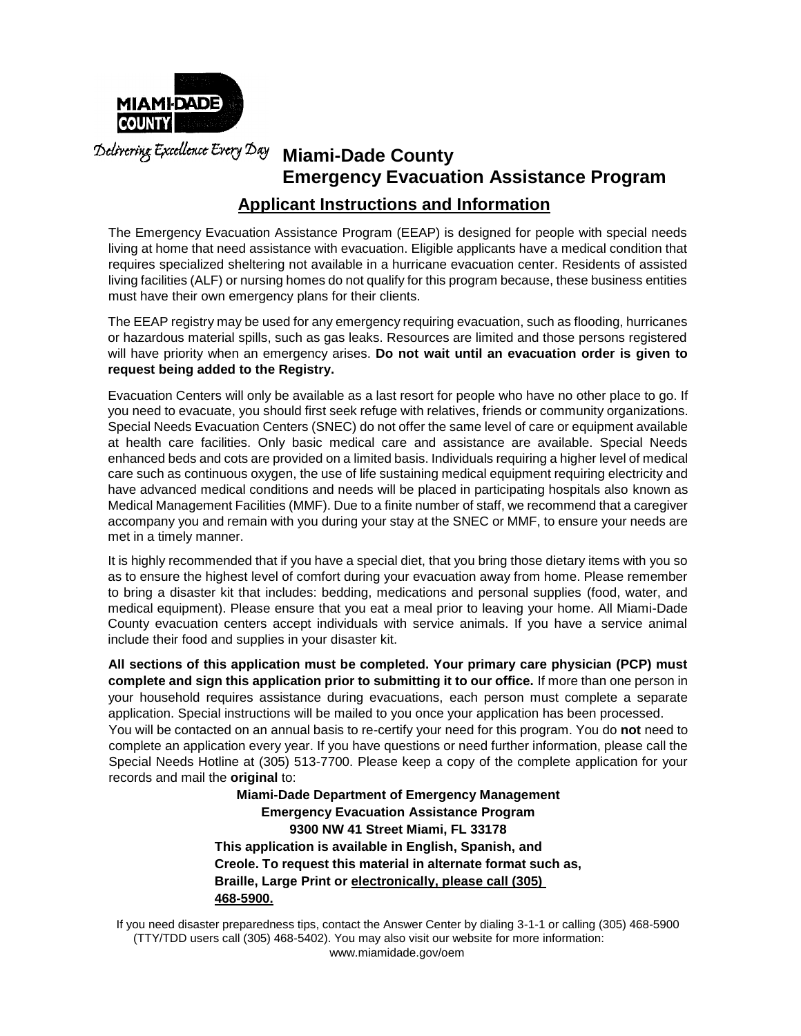Delivering Excellence Every Day

# Miami-Dade County Emergency Evacuation Assistance Program

## Applicant Instructions and Information

The Emergency Evacuation Assistance Program (EEAP) is designed for people with special needs living at home that need assistance with evacuation. Eligible applicants have a medical condition that requires specialized sheltering not available in a hurricane evacuation center. Residents of assisted living facilities (ALF) or nursing homes do not qualify for this program because, these business entities must have their own emergency plans for their clients.

The EEAP registry may be used for any emergency requiring evacuation, such as flooding, hurricanes or hazardous material spills, such as gas leaks. Resources are limited and those persons registered will have priority when an emergency arises. **Do not wait until an evacuation order is given to request being added to the Registry.**

Evacuation Centers will only be available as a last resort for people who have no other place to go. If you need to evacuate, you should first seek refuge with relatives, friends or community organizations. Special Needs Evacuation Centers (SNEC) do not offer the same level of care or equipment available at health care facilities. Only basic medical care and assistance are available. Special Needs enhanced beds and cots are provided on a limited basis. Individuals requiring a higher level of medical care such as continuous oxygen, the use of life sustaining medical equipment requiring electricity and have advanced medical conditions and needs will be placed in participating hospitals also known as Medical Management Facilities (MMF). Due to a finite number of staff, we recommend that a caregiver accompany you and remain with you during your stay at the SNEC or MMF, to ensure your needs are met in a timely manner.

It is highly recommended that if you have a special diet, that you bring those dietary items with you so as to ensure the highest level of comfort during your evacuation away from home. Please remember to bring a disaster kit that includes: bedding, medications and personal supplies (food, water, and medical equipment). Please ensure that you eat a meal prior to leaving your home. All Miami-Dade County evacuation centers accept individuals with service animals. If you have a service animal include their food and supplies in your disaster kit.

**All sections of this application must be completed. Your primary care physician (PCP) must complete and sign this application prior to submitting it to our office.** If more than one person in your household requires assistance during evacuations, each person must complete a separate application. Special instructions will be mailed to you once your application has been processed.
You will be contacted on an annual basis to re-certify your need for this program. You do **not** need to complete an application every year. If you have questions or need further information, please call the Special Needs Hotline at (305) 513-7700. Please keep a copy of the complete application for your records and mail the **original** to:

**Miami-Dade Department of Emergency Management**
**Emergency Evacuation Assistance Program**
**9300 NW 41 Street Miami, FL 33178**

**This application is available in English, Spanish, and Creole. To request this material in alternate format such as, Braille, Large Print or electronically, please call (305) 468-5900.**

If you need disaster preparedness tips, contact the Answer Center by dialing 3-1-1 or calling (305) 468-5900 (TTY/TDD users call (305) 468-5402). You may also visit our website for more information: www.miamidade.gov/oem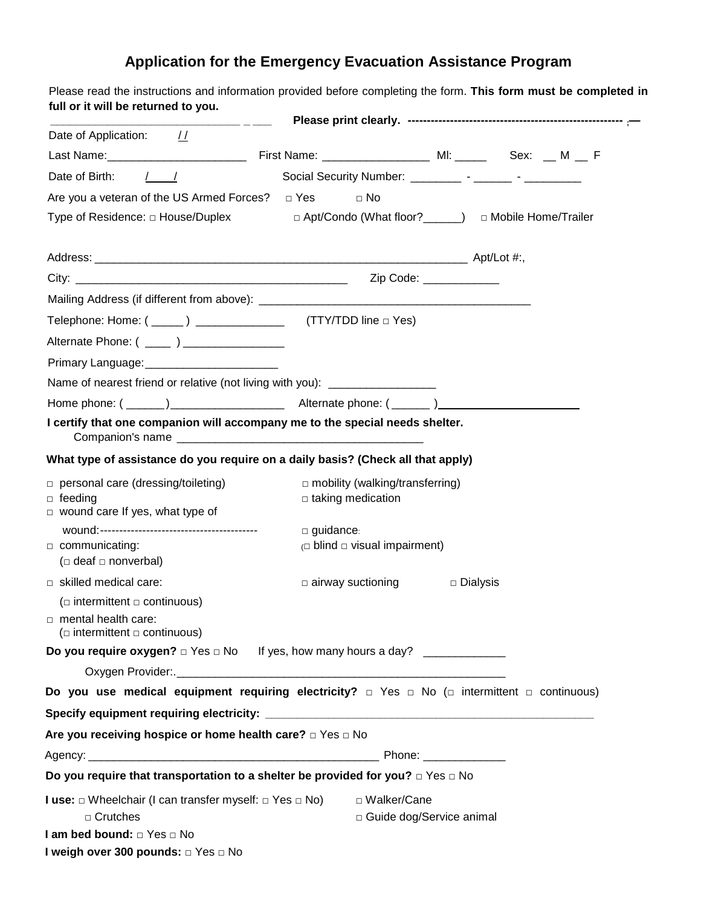# Application for the Emergency Evacuation Assistance Program

Please read the instructions and information provided before completing the form. **This form must be completed in full or it will be returned to you.**

**Please print clearly.**

Date of Application: / /

Last Name:______________________ First Name: _________________ MI: _____ Sex: __ M __ F

Date of Birth: / /  Social Security Number: ________ - ______ - _________

Are you a veteran of the US Armed Forces? □ Yes □ No

Type of Residence: □ House/Duplex □ Apt/Condo (What floor?______) □ Mobile Home/Trailer

Address: ______________________________________________________________ Apt/Lot #:,

City: ____________________________________________ Zip Code: ____________

Mailing Address (if different from above): _____________________________________________

Telephone: Home: ( _____ ) ______________ (TTY/TDD line □ Yes)

Alternate Phone: ( ____ ) ________________

Primary Language:_____________________

Name of nearest friend or relative (not living with you): _________________

Home phone: ( ______)__________________ Alternate phone: ( ______ )______________________

**I certify that one companion will accompany me to the special needs shelter.**

Companion's name _______________________________________

**What type of assistance do you require on a daily basis? (Check all that apply)**

- □ personal care (dressing/toileting)
- □ mobility (walking/transferring)
- □ feeding
- □ taking medication
- □ wound care If yes, what type of wound:-----------------------------------------
- □ guidance: (□ blind □ visual impairment)
- □ communicating: (□ deaf □ nonverbal)
- □ skilled medical care: (□ intermittent □ continuous)
- □ airway suctioning
- □ Dialysis
- □ mental health care: (□ intermittent □ continuous)

**Do you require oxygen?** □ Yes □ No If yes, how many hours a day? _____________

Oxygen Provider:._____________________________________________________

**Do you use medical equipment requiring electricity?** □ Yes □ No (□ intermittent □ continuous)

**Specify equipment requiring electricity:** _____________________________________________________

**Are you receiving hospice or home health care?** □ Yes □ No

Agency: _______________________________________________ Phone: _____________

**Do you require that transportation to a shelter be provided for you?** □ Yes □ No

**I use:** □ Wheelchair (I can transfer myself: □ Yes □ No) □ Walker/Cane
□ Crutches □ Guide dog/Service animal

**I am bed bound:** □ Yes □ No

**I weigh over 300 pounds:** □ Yes □ No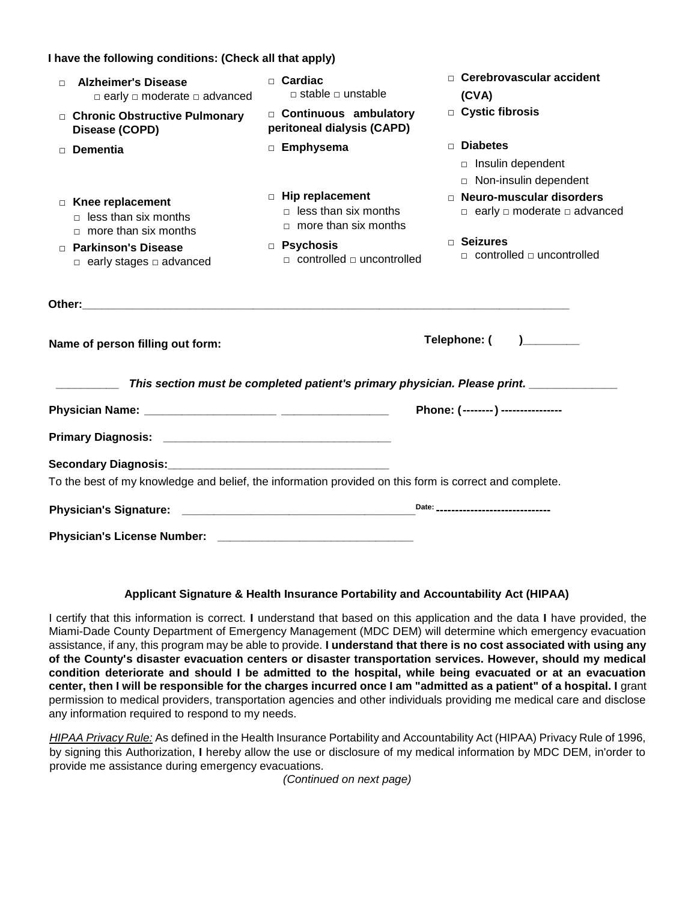**I have the following conditions: (Check all that apply)**

- □ **Alzheimer's Disease**
  - □ early □ moderate □ advanced
- □ **Cardiac**
  - □ stable □ unstable
- □ **Cerebrovascular accident (CVA)**
- □ **Chronic Obstructive Pulmonary Disease (COPD)**
- □ **Continuous ambulatory peritoneal dialysis (CAPD)**
- □ **Cystic fibrosis**
- □ **Dementia**
- □ **Emphysema**
- □ **Diabetes**
  - □ Insulin dependent
  - □ Non-insulin dependent
- □ **Knee replacement**
  - □ less than six months
  - □ more than six months
- □ **Hip replacement**
  - □ less than six months
  - □ more than six months
- □ **Neuro-muscular disorders**
  - □ early □ moderate □ advanced
- □ **Parkinson's Disease**
  - □ early stages □ advanced
- □ **Psychosis**
  - □ controlled □ uncontrolled
- □ **Seizures**
  - □ controlled □ uncontrolled

**Other:**_______________________________________________________________________________

**Name of person filling out form:** **Telephone: ( )**_________

_________ ***This section must be completed patient's primary physician. Please print.*** _____________

**Physician Name:** ____________________ ________________ **Phone: (--------) ----------------**

**Primary Diagnosis:** ___________________________________

**Secondary Diagnosis:**___________________________________

To the best of my knowledge and belief, the information provided on this form is correct and complete.

**Physician's Signature:** _____________________________________ **Date:** ------------------------------

**Physician's License Number:** ______________________________

### Applicant Signature & Health Insurance Portability and Accountability Act (HIPAA)

I certify that this information is correct. **I** understand that based on this application and the data **I** have provided, the Miami-Dade County Department of Emergency Management (MDC DEM) will determine which emergency evacuation assistance, if any, this program may be able to provide. **I understand that there is no cost associated with using any of the County's disaster evacuation centers or disaster transportation services. However, should my medical condition deteriorate and should I be admitted to the hospital, while being evacuated or at an evacuation center, then I will be responsible for the charges incurred once I am "admitted as a patient" of a hospital. I** grant permission to medical providers, transportation agencies and other individuals providing me medical care and disclose any information required to respond to my needs.

*HIPAA Privacy Rule:* As defined in the Health Insurance Portability and Accountability Act (HIPAA) Privacy Rule of 1996, by signing this Authorization, **I** hereby allow the use or disclosure of my medical information by MDC DEM, in'order to provide me assistance during emergency evacuations.

*(Continued on next page)*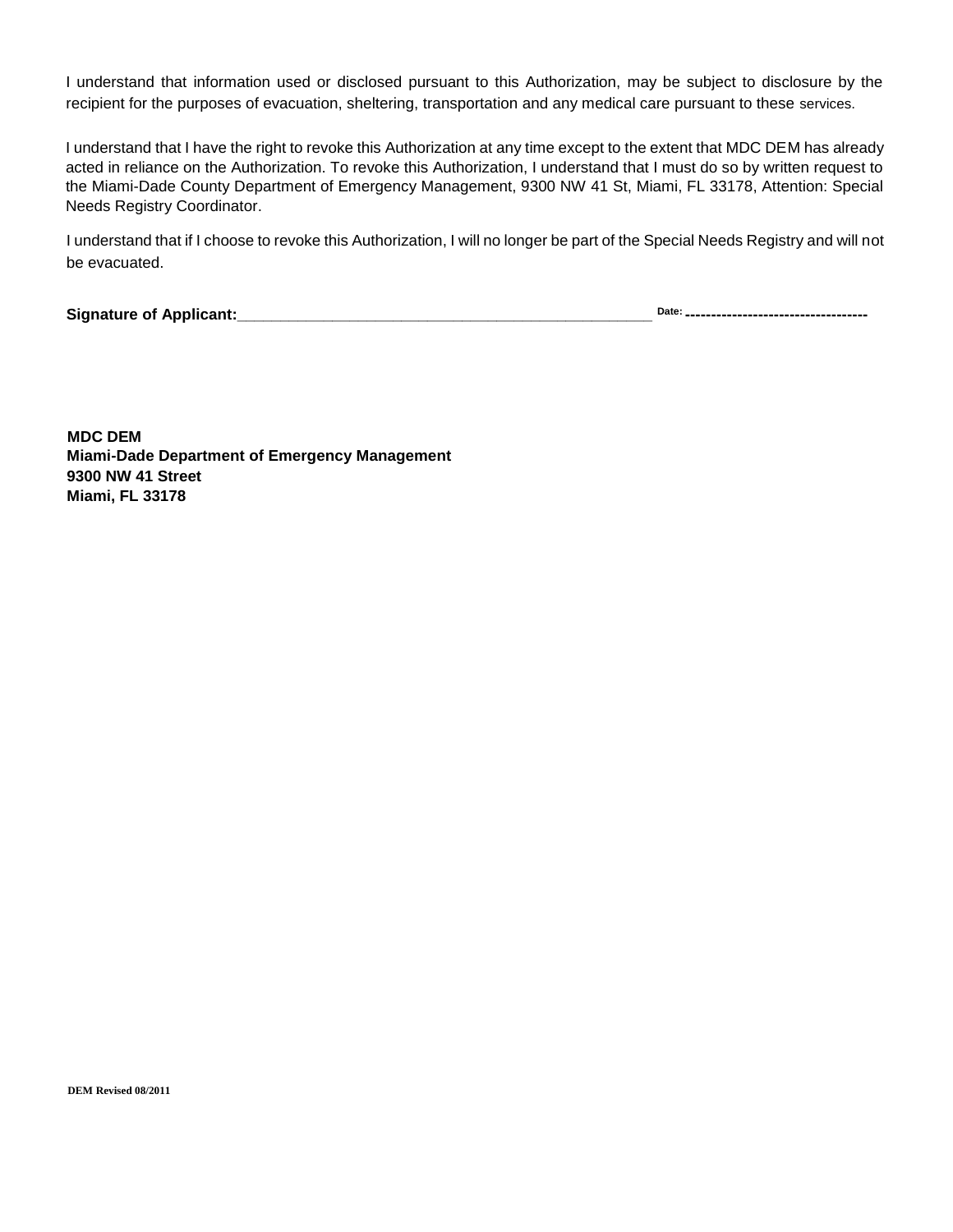I understand that information used or disclosed pursuant to this Authorization, may be subject to disclosure by the recipient for the purposes of evacuation, sheltering, transportation and any medical care pursuant to these services.

I understand that I have the right to revoke this Authorization at any time except to the extent that MDC DEM has already acted in reliance on the Authorization. To revoke this Authorization, I understand that I must do so by written request to the Miami-Dade County Department of Emergency Management, 9300 NW 41 St, Miami, FL 33178, Attention: Special Needs Registry Coordinator.

I understand that if I choose to revoke this Authorization, I will no longer be part of the Special Needs Registry and will not be evacuated.

**Signature of Applicant:**_______________________________________________ Date: ----------------------------------

**MDC DEM**
**Miami-Dade Department of Emergency Management**
**9300 NW 41 Street**
**Miami, FL 33178**

**DEM Revised 08/2011**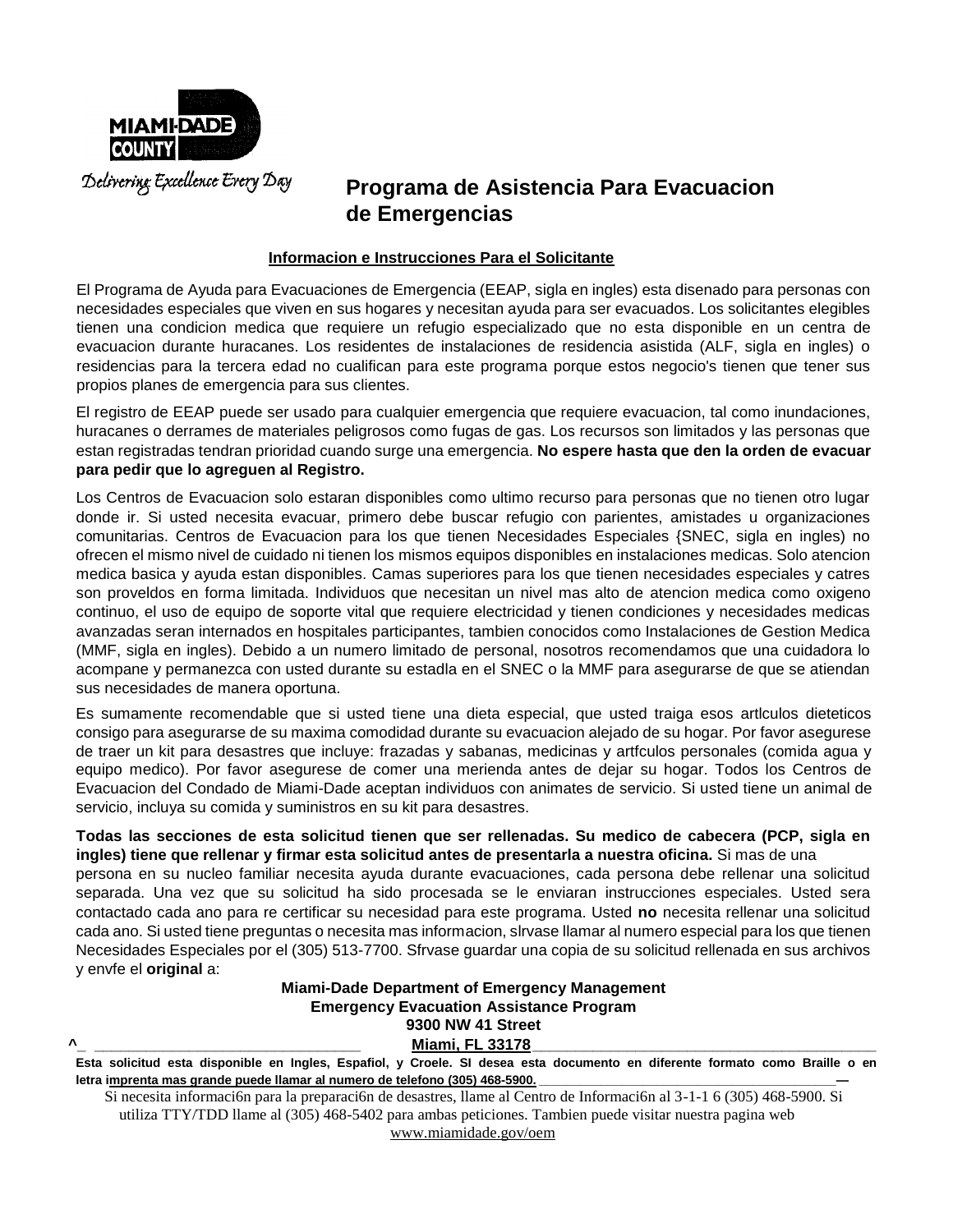MIAMI-DADE COUNTY

Delivering Excellence Every Day

# Programa de Asistencia Para Evacuacion de Emergencias

**Informacion e Instrucciones Para el Solicitante**

El Programa de Ayuda para Evacuaciones de Emergencia (EEAP, sigla en ingles) esta disenado para personas con necesidades especiales que viven en sus hogares y necesitan ayuda para ser evacuados. Los solicitantes elegibles tienen una condicion medica que requiere un refugio especializado que no esta disponible en un centra de evacuacion durante huracanes. Los residentes de instalaciones de residencia asistida (ALF, sigla en ingles) o residencias para la tercera edad no cualifican para este programa porque estos negocio's tienen que tener sus propios planes de emergencia para sus clientes.

El registro de EEAP puede ser usado para cualquier emergencia que requiere evacuacion, tal como inundaciones, huracanes o derrames de materiales peligrosos como fugas de gas. Los recursos son limitados y las personas que estan registradas tendran prioridad cuando surge una emergencia. **No espere hasta que den la orden de evacuar para pedir que lo agreguen al Registro.**

Los Centros de Evacuacion solo estaran disponibles como ultimo recurso para personas que no tienen otro lugar donde ir. Si usted necesita evacuar, primero debe buscar refugio con parientes, amistades u organizaciones comunitarias. Centros de Evacuacion para los que tienen Necesidades Especiales {SNEC, sigla en ingles) no ofrecen el mismo nivel de cuidado ni tienen los mismos equipos disponibles en instalaciones medicas. Solo atencion medica basica y ayuda estan disponibles. Camas superiores para los que tienen necesidades especiales y catres son proveldos en forma limitada. Individuos que necesitan un nivel mas alto de atencion medica como oxigeno continuo, el uso de equipo de soporte vital que requiere electricidad y tienen condiciones y necesidades medicas avanzadas seran internados en hospitales participantes, tambien conocidos como Instalaciones de Gestion Medica (MMF, sigla en ingles). Debido a un numero limitado de personal, nosotros recomendamos que una cuidadora lo acompane y permanezca con usted durante su estadla en el SNEC o la MMF para asegurarse de que se atiendan sus necesidades de manera oportuna.

Es sumamente recomendable que si usted tiene una dieta especial, que usted traiga esos artlculos dieteticos consigo para asegurarse de su maxima comodidad durante su evacuacion alejado de su hogar. Por favor asegurese de traer un kit para desastres que incluye: frazadas y sabanas, medicinas y artfculos personales (comida agua y equipo medico). Por favor asegurese de comer una merienda antes de dejar su hogar. Todos los Centros de Evacuacion del Condado de Miami-Dade aceptan individuos con animates de servicio. Si usted tiene un animal de servicio, incluya su comida y suministros en su kit para desastres.

**Todas las secciones de esta solicitud tienen que ser rellenadas. Su medico de cabecera (PCP, sigla en ingles) tiene que rellenar y firmar esta solicitud antes de presentarla a nuestra oficina.** Si mas de una persona en su nucleo familiar necesita ayuda durante evacuaciones, cada persona debe rellenar una solicitud separada. Una vez que su solicitud ha sido procesada se le enviaran instrucciones especiales. Usted sera contactado cada ano para re certificar su necesidad para este programa. Usted **no** necesita rellenar una solicitud cada ano. Si usted tiene preguntas o necesita mas informacion, slrvase llamar al numero especial para los que tienen Necesidades Especiales por el (305) 513-7700. Sfrvase guardar una copia de su solicitud rellenada en sus archivos y envfe el **original** a:

**Miami-Dade Department of Emergency Management**
**Emergency Evacuation Assistance Program**
**9300 NW 41 Street**
**Miami, FL 33178**

**Esta solicitud esta disponible en Ingles, Espafiol, y Croele. SI desea esta documento en diferente formato como Braille o en letra imprenta mas grande puede llamar al numero de telefono (305) 468-5900.**

Si necesita informaci6n para la preparaci6n de desastres, llame al Centro de Informaci6n al 3-1-1 6 (305) 468-5900. Si utiliza TTY/TDD llame al (305) 468-5402 para ambas peticiones. Tambien puede visitar nuestra pagina web www.miamidade.gov/oem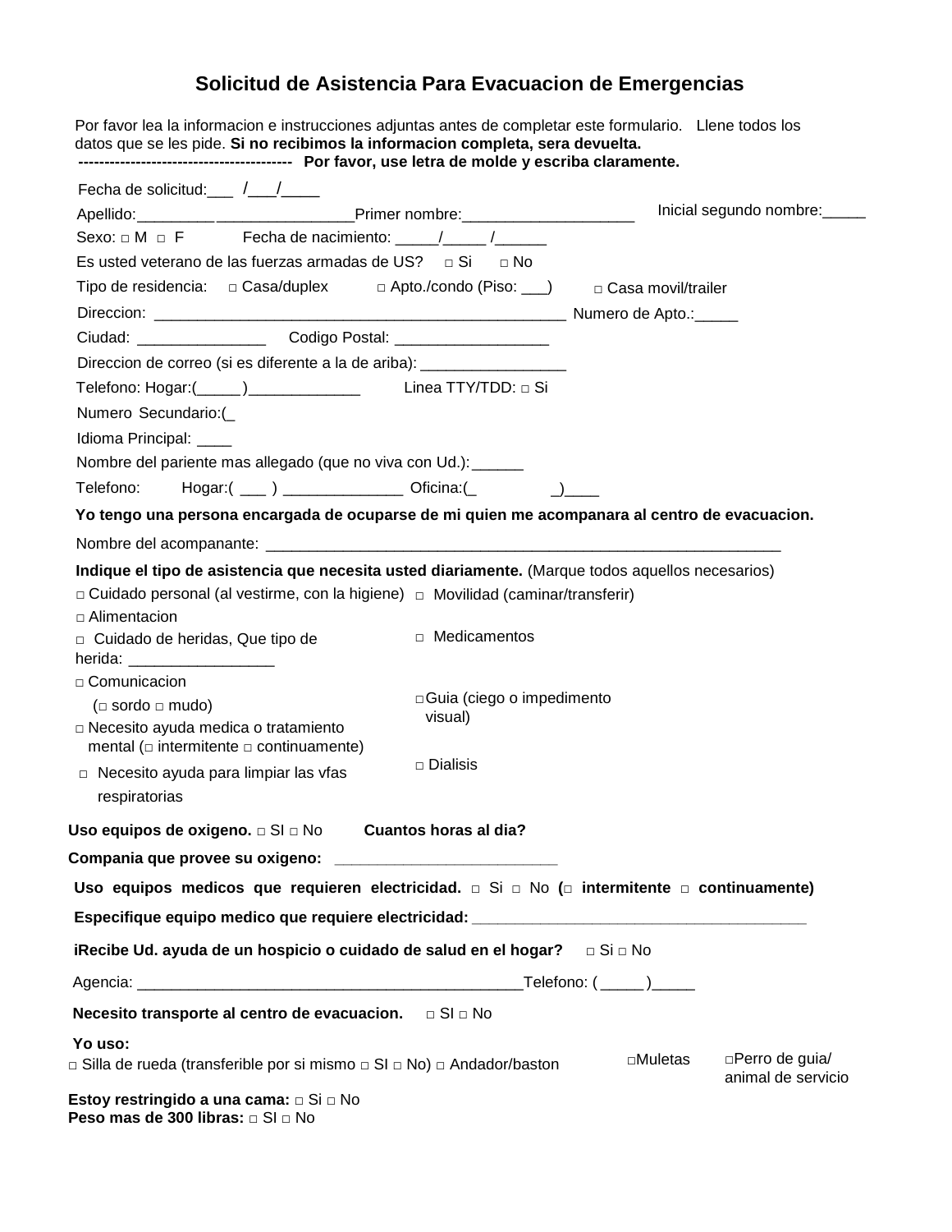# Solicitud de Asistencia Para Evacuacion de Emergencias

Por favor lea la informacion e instrucciones adjuntas antes de completar este formulario. Llene todos los datos que se les pide. **Si no recibimos la informacion completa, sera devuelta.**
**---------------------------------------- Por favor, use letra de molde y escriba claramente.**

Fecha de solicitud:___ /___/____

Apellido:_________ ________________Primer nombre:____________________ Inicial segundo nombre:_____

Sexo: □ M □ F Fecha de nacimiento: _____/_____ /______

Es usted veterano de las fuerzas armadas de US? □ Si □ No

Tipo de residencia: □ Casa/duplex □ Apto./condo (Piso: ___) □ Casa movil/trailer

Direccion: __________________________________________________ Numero de Apto.:_____

Ciudad: _______________ Codigo Postal: __________________

Direccion de correo (si es diferente a la de ariba): _________________

Telefono: Hogar:(_____)_____________ Linea TTY/TDD: □ Si

Numero Secundario:(_

Idioma Principal: ____

Nombre del pariente mas allegado (que no viva con Ud.):______

Telefono: Hogar:( ___ ) ______________ Oficina:(_ _)____

**Yo tengo una persona encargada de ocuparse de mi quien me acompanara al centro de evacuacion.**

Nombre del acompanante: ______________________________________________________________

**Indique el tipo de asistencia que necesita usted diariamente.** (Marque todos aquellos necesarios)

□ Cuidado personal (al vestirme, con la higiene)
□ Movilidad (caminar/transferir)
□ Alimentacion
□ Cuidado de heridas, Que tipo de herida: _________________
□ Medicamentos
□ Comunicacion (□ sordo □ mudo)
□ Guia (ciego o impedimento visual)
□ Necesito ayuda medica o tratamiento mental (□ intermitente □ continuamente)
□ Necesito ayuda para limpiar las vfas respiratorias
□ Dialisis

**Uso equipos de oxigeno.** □ SI □ No **Cuantos horas al dia?**

**Compania que provee su oxigeno:** _________________________

**Uso equipos medicos que requieren electricidad.** □ Si □ No **(**□ **intermitente** □ **continuamente)**

**Especifique equipo medico que requiere electricidad:** _______________________________________

**iRecibe Ud. ayuda de un hospicio o cuidado de salud en el hogar?** □ Si □ No

Agencia: ______________________________________________Telefono: (_____)_____

**Necesito transporte al centro de evacuacion.** □ SI □ No

**Yo uso:**
□ Silla de rueda (transferible por si mismo □ SI □ No) □ Andador/baston □Muletas □Perro de guia/ animal de servicio

**Estoy restringido a una cama:** □ Si □ No
**Peso mas de 300 libras:** □ SI □ No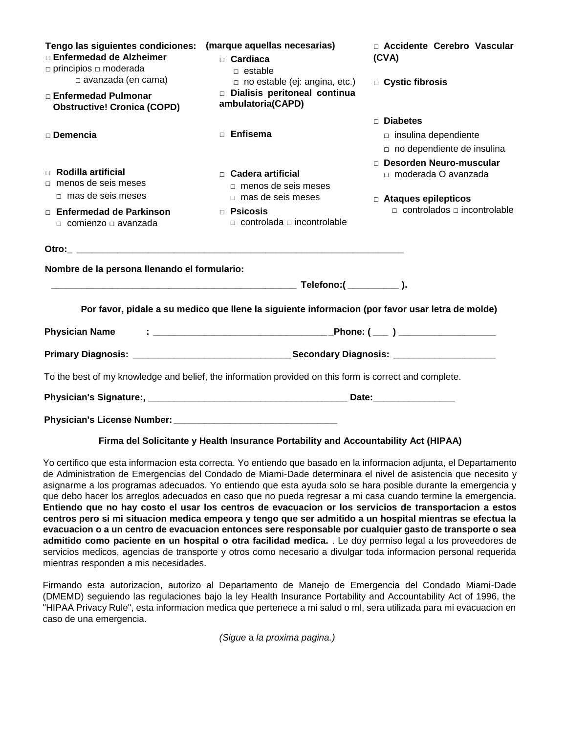**Tengo las siguientes condiciones:** **(marque aquellas necesarias)**

□ **Enfermedad de Alzheimer**
□ principios □ moderada
□ avanzada (en cama)

□ **Enfermedad Pulmonar Obstructive! Cronica (COPD)**

□ **Demencia**

□ **Rodilla artificial**
□ menos de seis meses
□ mas de seis meses

□ **Enfermedad de Parkinson**
□ comienzo □ avanzada

□ **Cardiaca**
□ estable
□ no estable (ej: angina, etc.)

□ **Dialisis peritoneal continua ambulatoria(CAPD)**

□ **Enfisema**

□ **Cadera artificial**
□ menos de seis meses
□ mas de seis meses

□ **Psicosis**
□ controlada □ incontrolable

□ **Accidente Cerebro Vascular (CVA)**

□ **Cystic fibrosis**

□ **Diabetes**
□ insulina dependiente
□ no dependiente de insulina

□ **Desorden Neuro-muscular**
□ moderada O avanzada

□ **Ataques epilepticos**
□ controlados □ incontrolable

**Otro:**_ ________________________________________________________________

**Nombre de la persona llenando el formulario:**

________________________________________________ **Telefono:( __________ ).**

**Por favor, pidale a su medico que llene la siguiente informacion (por favor usar letra de molde)**

**Physician Name** : _________________________________ **Phone: ( ___ )** __________________

**Primary Diagnosis:** ______________________________ **Secondary Diagnosis:** ___________________

To the best of my knowledge and belief, the information provided on this form is correct and complete.

**Physician's Signature:,** _______________________________________ **Date:**________________

**Physician's License Number:** ________________________________

**Firma del Solicitante y Health Insurance Portability and Accountability Act (HIPAA)**

Yo certifico que esta informacion esta correcta. Yo entiendo que basado en la informacion adjunta, el Departamento de Administration de Emergencias del Condado de Miami-Dade determinara el nivel de asistencia que necesito y asignarme a los programas adecuados. Yo entiendo que esta ayuda solo se hara posible durante la emergencia y que debo hacer los arreglos adecuados en caso que no pueda regresar a mi casa cuando termine la emergencia. **Entiendo que no hay costo el usar los centros de evacuacion or los servicios de transportacion a estos centros pero si mi situacion medica empeora y tengo que ser admitido a un hospital mientras se efectua la evacuacion o a un centro de evacuacion entonces sere responsable por cualquier gasto de transporte o sea admitido como paciente en un hospital o otra facilidad medica.** . Le doy permiso legal a los proveedores de servicios medicos, agencias de transporte y otros como necesario a divulgar toda informacion personal requerida mientras responden a mis necesidades.

Firmando esta autorizacion, autorizo al Departamento de Manejo de Emergencia del Condado Miami-Dade (DMEMD) seguiendo las regulaciones bajo la ley Health Insurance Portability and Accountability Act of 1996, the "HIPAA Privacy Rule", esta informacion medica que pertenece a mi salud o ml, sera utilizada para mi evacuacion en caso de una emergencia.

*(Sigue a la proxima pagina.)*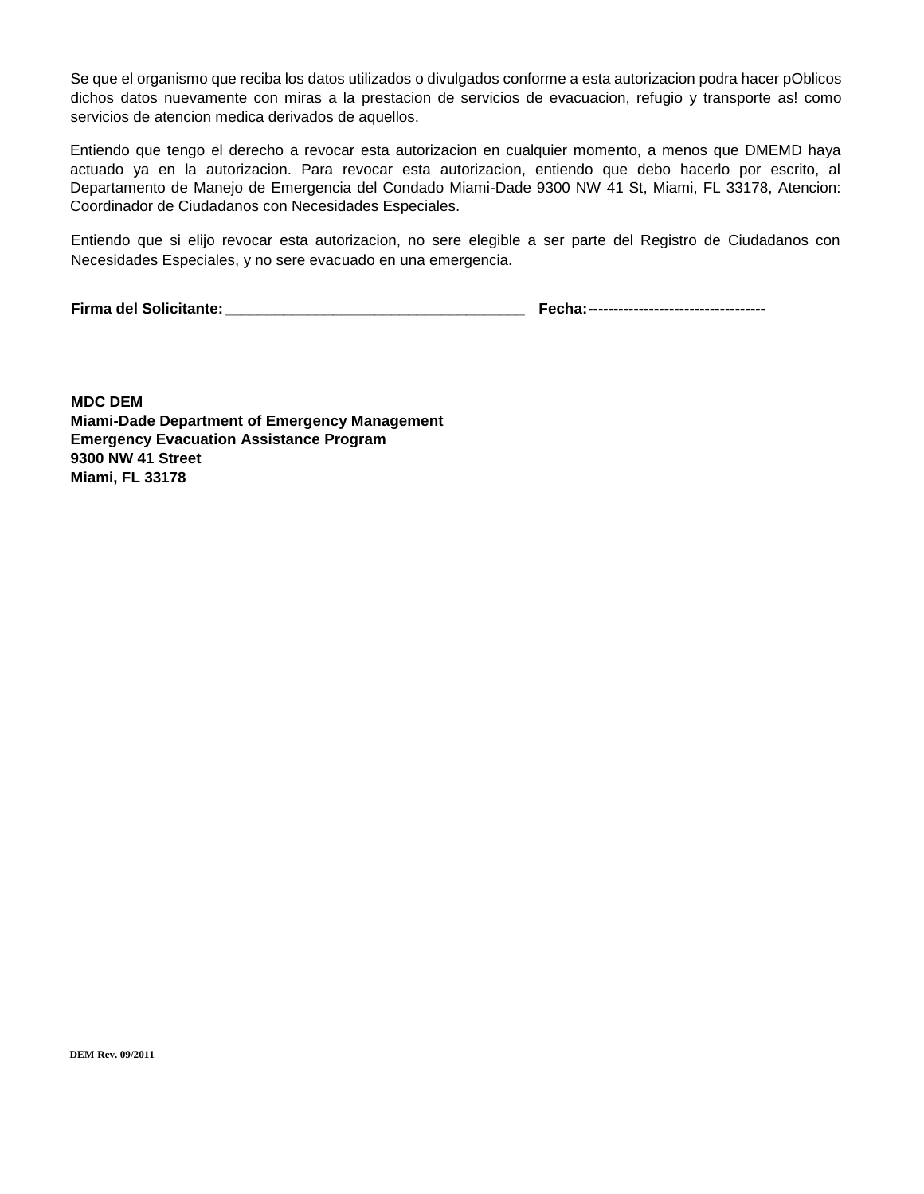Se que el organismo que reciba los datos utilizados o divulgados conforme a esta autorizacion podra hacer pOblicos dichos datos nuevamente con miras a la prestacion de servicios de evacuacion, refugio y transporte as! como servicios de atencion medica derivados de aquellos.

Entiendo que tengo el derecho a revocar esta autorizacion en cualquier momento, a menos que DMEMD haya actuado ya en la autorizacion. Para revocar esta autorizacion, entiendo que debo hacerlo por escrito, al Departamento de Manejo de Emergencia del Condado Miami-Dade 9300 NW 41 St, Miami, FL 33178, Atencion: Coordinador de Ciudadanos con Necesidades Especiales.

Entiendo que si elijo revocar esta autorizacion, no sere elegible a ser parte del Registro de Ciudadanos con Necesidades Especiales, y no sere evacuado en una emergencia.

**Firma del Solicitante:**___________________________________ **Fecha:**-----------------------------------

**MDC DEM**
**Miami-Dade Department of Emergency Management**
**Emergency Evacuation Assistance Program**
**9300 NW 41 Street**
**Miami, FL 33178**

**DEM Rev. 09/2011**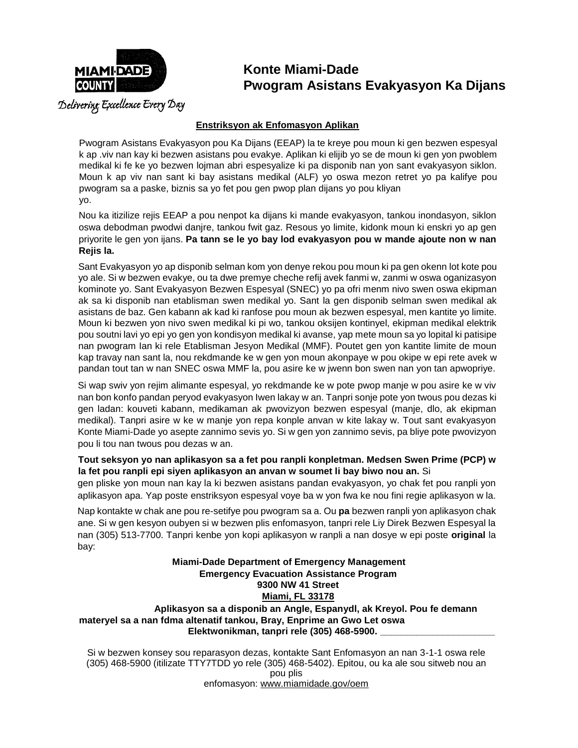MIAMI-DADE COUNTY

*Delivering Excellence Every Day*

# Konte Miami-Dade
# Pwogram Asistans Evakyasyon Ka Dijans

## Enstriksyon ak Enfomasyon Aplikan

Pwogram Asistans Evakyasyon pou Ka Dijans (EEAP) la te kreye pou moun ki gen bezwen espesyal k ap .viv nan kay ki bezwen asistans pou evakye. Aplikan ki elijib yo se de moun ki gen yon pwoblem medikal ki fe ke yo bezwen lojman abri espesyalize ki pa disponib nan yon sant evakyasyon siklon. Moun k ap viv nan sant ki bay asistans medikal (ALF) yo oswa mezon retret yo pa kalifye pou pwogram sa a paske, biznis sa yo fet pou gen pwop plan dijans yo pou kliyan yo.

Nou ka itizilize rejis EEAP a pou nenpot ka dijans ki mande evakyasyon, tankou inondasyon, siklon oswa debodman pwodwi danjre, tankou fwit gaz. Resous yo limite, kidonk moun ki enskri yo ap gen priyorite le gen yon ijans. **Pa tann se le yo bay lod evakyasyon pou w mande ajoute non w nan Rejis la.**

Sant Evakyasyon yo ap disponib selman kom yon denye rekou pou moun ki pa gen okenn lot kote pou yo ale. Si w bezwen evakye, ou ta dwe premye cheche refij avek fanmi w, zanmi w oswa oganizasyon kominote yo. Sant Evakyasyon Bezwen Espesyal (SNEC) yo pa ofri menm nivo swen oswa ekipman ak sa ki disponib nan etablisman swen medikal yo. Sant la gen disponib selman swen medikal ak asistans de baz. Gen kabann ak kad ki ranfose pou moun ak bezwen espesyal, men kantite yo limite. Moun ki bezwen yon nivo swen medikal ki pi wo, tankou oksijen kontinyel, ekipman medikal elektrik pou soutni lavi yo epi yo gen yon kondisyon medikal ki avanse, yap mete moun sa yo lopital ki patisipe nan pwogram Ian ki rele Etablisman Jesyon Medikal (MMF). Poutet gen yon kantite limite de moun kap travay nan sant la, nou rekdmande ke w gen yon moun akonpaye w pou okipe w epi rete avek w pandan tout tan w nan SNEC oswa MMF la, pou asire ke w jwenn bon swen nan yon tan apwopriye.

Si wap swiv yon rejim alimante espesyal, yo rekdmande ke w pote pwop manje w pou asire ke w viv nan bon konfo pandan peryod evakyasyon Iwen lakay w an. Tanpri sonje pote yon twous pou dezas ki gen ladan: kouveti kabann, medikaman ak pwovizyon bezwen espesyal (manje, dlo, ak ekipman medikal). Tanpri asire w ke w manje yon repa konple anvan w kite lakay w. Tout sant evakyasyon Konte Miami-Dade yo asepte zannimo sevis yo. Si w gen yon zannimo sevis, pa bliye pote pwovizyon pou li tou nan twous pou dezas w an.

**Tout seksyon yo nan aplikasyon sa a fet pou ranpli konpletman. Medsen Swen Prime (PCP) w la fet pou ranpli epi siyen aplikasyon an anvan w soumet li bay biwo nou an.** Si gen pliske yon moun nan kay la ki bezwen asistans pandan evakyasyon, yo chak fet pou ranpli yon aplikasyon apa. Yap poste enstriksyon espesyal voye ba w yon fwa ke nou fini regie aplikasyon w la.

Nap kontakte w chak ane pou re-setifye pou pwogram sa a. Ou **pa** bezwen ranpli yon aplikasyon chak ane. Si w gen kesyon oubyen si w bezwen plis enfomasyon, tanpri rele Liy Direk Bezwen Espesyal la nan (305) 513-7700. Tanpri kenbe yon kopi aplikasyon w ranpli a nan dosye w epi poste **original** la bay:

**Miami-Dade Department of Emergency Management**
**Emergency Evacuation Assistance Program**
**9300 NW 41 Street**
**Miami, FL 33178**

**Aplikasyon sa a disponib an Angle, Espanydl, ak Kreyol. Pou fe demann materyel sa a nan fdma altenatif tankou, Bray, Enprime an Gwo Let oswa Elektwonikman, tanpri rele (305) 468-5900.**

Si w bezwen konsey sou reparasyon dezas, kontakte Sant Enfomasyon an nan 3-1-1 oswa rele (305) 468-5900 (itilizate TTY7TDD yo rele (305) 468-5402). Epitou, ou ka ale sou sitweb nou an pou plis enfomasyon: www.miamidade.gov/oem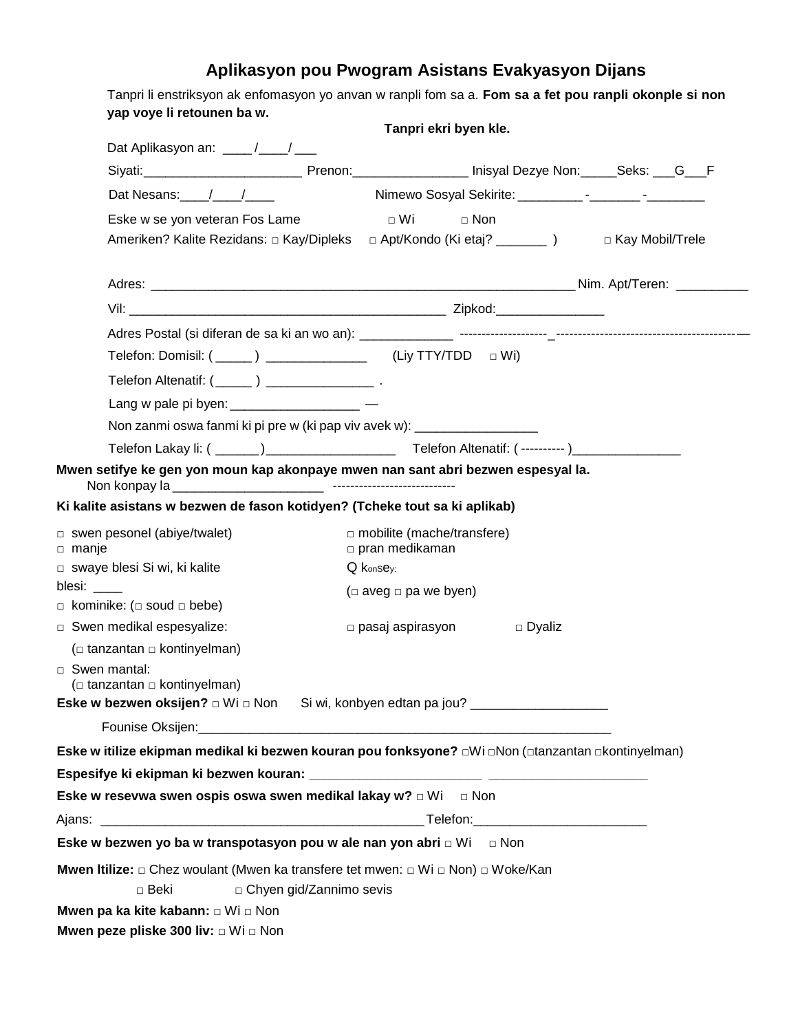# Aplikasyon pou Pwogram Asistans Evakyasyon Dijans

Tanpri li enstriksyon ak enfomasyon yo anvan w ranpli fom sa a. **Fom sa a fet pou ranpli okonple si non yap voye li retounen ba w.**

**Tanpri ekri byen kle.**

Dat Aplikasyon an: ____ /____/ ___

Siyati:______________________ Prenon:________________ Inisyal Dezye Non:_____Seks: ___G___F

Dat Nesans:____/____/____ Nimewo Sosyal Sekirite: _________ -_______ -________

Eske w se yon veteran Fos Lame □ Wi □ Non

Ameriken? Kalite Rezidans: □ Kay/Dipleks □ Apt/Kondo (Ki etaj? _______ ) □ Kay Mobil/Trele

Adres: _______________________________________________________________ Nim. Apt/Teren: __________

Vil: ______________________________________________ Zipkod:_______________

Adres Postal (si diferan de sa ki an wo an): _____________ --------------------_-----------------------------------------—

Telefon: Domisil: (_____ ) ______________ (Liy TTY/TDD □ Wi)

Telefon Altenatif: (_____ ) _______________ .

Lang w pale pi byen: __________________ —

Non zanmi oswa fanmi ki pi pre w (ki pap viv avek w): _________________

Telefon Lakay li: ( ______)__________________ Telefon Altenatif: ( ---------- )_______________

**Mwen setifye ke gen yon moun kap akonpaye mwen nan sant abri bezwen espesyal la.**

Non konpay la _____________________ ----------------------------

**Ki kalite asistans w bezwen de fason kotidyen? (Tcheke tout sa ki aplikab)**

□ swen pesonel (abiye/twalet)
□ mobilite (mache/transfere)
□ manje
□ pran medikaman
□ swaye blesi Si wi, ki kalite blesi: ____
Q konsey:
(□ aveg □ pa we byen)
□ kominike: (□ soud □ bebe)
□ Swen medikal espesyalize: (□ tanzantan □ kontinyelman)
□ pasaj aspirasyon
□ Dyaliz
□ Swen mantal: (□ tanzantan □ kontinyelman)

**Eske w bezwen oksijen?** □ Wi □ Non Si wi, konbyen edtan pa jou? ___________________

Founise Oksijen:_____________________________________________________________

**Eske w itilize ekipman medikal ki bezwen kouran pou fonksyone?** □Wi □Non (□tanzantan □kontinyelman)

**Espesifye ki ekipman ki bezwen kouran:** ________________________ ______________________

**Eske w resevwa swen ospis oswa swen medikal lakay w?** □ Wi □ Non

Ajans: ______________________________________________Telefon:________________________

**Eske w bezwen yo ba w transpotasyon pou w ale nan yon abri** □ Wi □ Non

**Mwen Itilize:** □ Chez woulant (Mwen ka transfere tet mwen: □ Wi □ Non) □ Woke/Kan □ Beki □ Chyen gid/Zannimo sevis

**Mwen pa ka kite kabann:** □ Wi □ Non

**Mwen peze pliske 300 liv:** □ Wi □ Non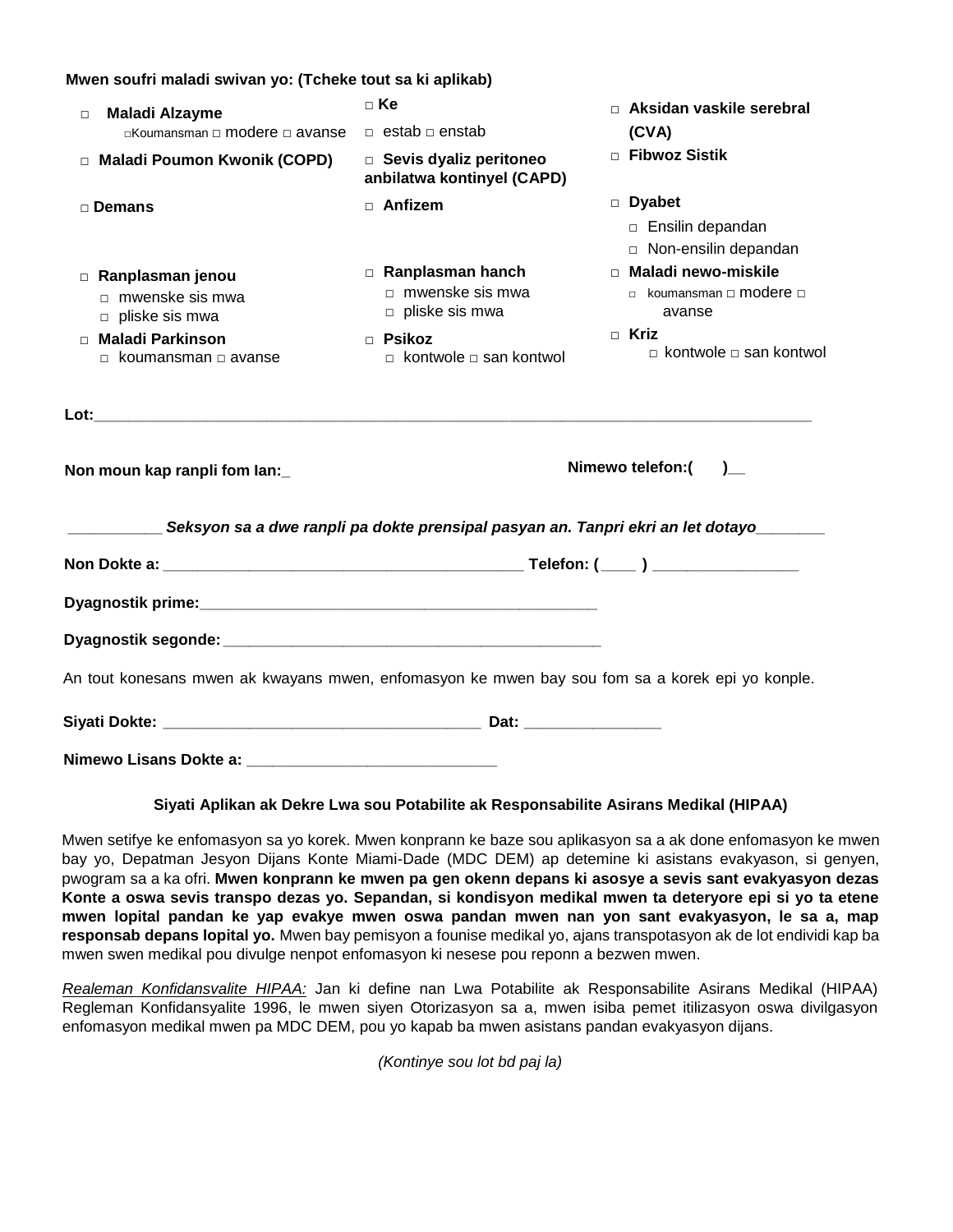**Mwen soufri maladi swivan yo: (Tcheke tout sa ki aplikab)**

| | | |
|---|---|---|
| □ **Maladi Alzayme**<br>□Koumansman □ modere □ avanse | □ **Ke**<br>□ estab □ enstab | □ **Aksidan vaskile serebral (CVA)** |
| □ **Maladi Poumon Kwonik (COPD)** | □ **Sevis dyaliz peritoneo anbilatwa kontinyel (CAPD)** | □ **Fibwoz Sistik** |
| □ **Demans** | □ **Anfizem** | □ **Dyabet**<br>□ Ensilin depandan<br>□ Non-ensilin depandan |
| □ **Ranplasman jenou**<br>□ mwenske sis mwa<br>□ pliske sis mwa | □ **Ranplasman hanch**<br>□ mwenske sis mwa<br>□ pliske sis mwa | □ **Maladi newo-miskile**<br>□ koumansman □ modere □ avanse |
| □ **Maladi Parkinson**<br>□ koumansman □ avanse | □ **Psikoz**<br>□ kontwole □ san kontwol | □ **Kriz**<br>□ kontwole □ san kontwol |

**Lot:**_______________________________________________________________________________

**Non moun kap ranpli fom lan:**_ **Nimewo telefon:( )**__

___________ ***Seksyon sa a dwe ranpli pa dokte prensipal pasyan an. Tanpri ekri an let dotayo***________

**Non Dokte a:** ________________________________________ **Telefon: (**____ **)** ________________

**Dyagnostik prime:**____________________________________________

**Dyagnostik segonde:**__________________________________________

An tout konesans mwen ak kwayans mwen, enfomasyon ke mwen bay sou fom sa a korek epi yo konple.

**Siyati Dokte:** ___________________________________ **Dat:** _______________

**Nimewo Lisans Dokte a:** ___________________________

**Siyati Aplikan ak Dekre Lwa sou Potabilite ak Responsabilite Asirans Medikal (HIPAA)**

Mwen setifye ke enfomasyon sa yo korek. Mwen konprann ke baze sou aplikasyon sa a ak done enfomasyon ke mwen bay yo, Depatman Jesyon Dijans Konte Miami-Dade (MDC DEM) ap detemine ki asistans evakyason, si genyen, pwogram sa a ka ofri. **Mwen konprann ke mwen pa gen okenn depans ki asosye a sevis sant evakyasyon dezas Konte a oswa sevis transpo dezas yo. Sepandan, si kondisyon medikal mwen ta deteryore epi si yo ta etene mwen lopital pandan ke yap evakye mwen oswa pandan mwen nan yon sant evakyasyon, le sa a, map responsab depans lopital yo.** Mwen bay pemisyon a founise medikal yo, ajans transpotasyon ak de lot endividi kap ba mwen swen medikal pou divulge nenpot enfomasyon ki nesese pou reponn a bezwen mwen.

*Realeman Konfidansvalite HIPAA:* Jan ki define nan Lwa Potabilite ak Responsabilite Asirans Medikal (HIPAA) Regleman Konfidansyalite 1996, le mwen siyen Otorizasyon sa a, mwen isiba pemet itilizasyon oswa divilgasyon enfomasyon medikal mwen pa MDC DEM, pou yo kapab ba mwen asistans pandan evakyasyon dijans.

*(Kontinye sou lot bd paj la)*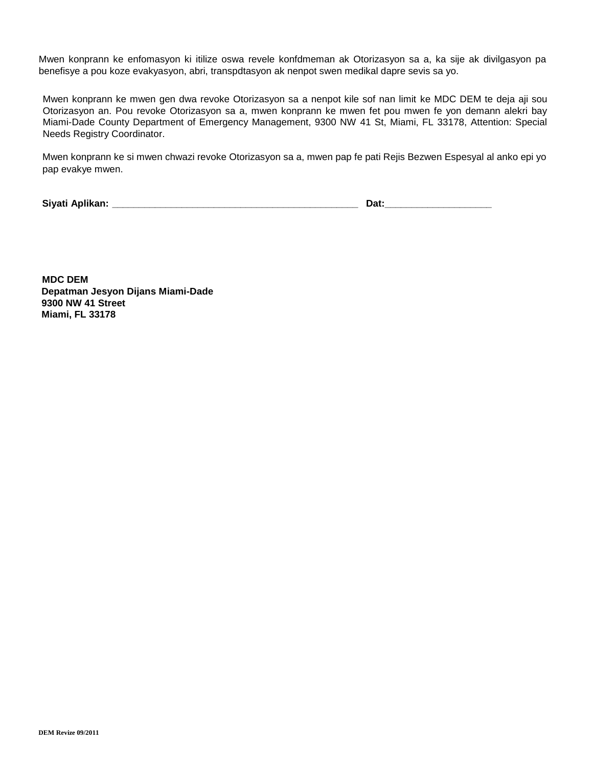Mwen konprann ke enfomasyon ki itilize oswa revele konfdmeman ak Otorizasyon sa a, ka sije ak divilgasyon pa benefisye a pou koze evakyasyon, abri, transpdtasyon ak nenpot swen medikal dapre sevis sa yo.

Mwen konprann ke mwen gen dwa revoke Otorizasyon sa a nenpot kile sof nan limit ke MDC DEM te deja aji sou Otorizasyon an. Pou revoke Otorizasyon sa a, mwen konprann ke mwen fet pou mwen fe yon demann alekri bay Miami-Dade County Department of Emergency Management, 9300 NW 41 St, Miami, FL 33178, Attention: Special Needs Registry Coordinator.

Mwen konprann ke si mwen chwazi revoke Otorizasyon sa a, mwen pap fe pati Rejis Bezwen Espesyal al anko epi yo pap evakye mwen.

**Siyati Aplikan:** _______________________________________________ **Dat:**____________________

**MDC DEM**
**Depatman Jesyon Dijans Miami-Dade**
**9300 NW 41 Street**
**Miami, FL 33178**

**DEM Revize 09/2011**